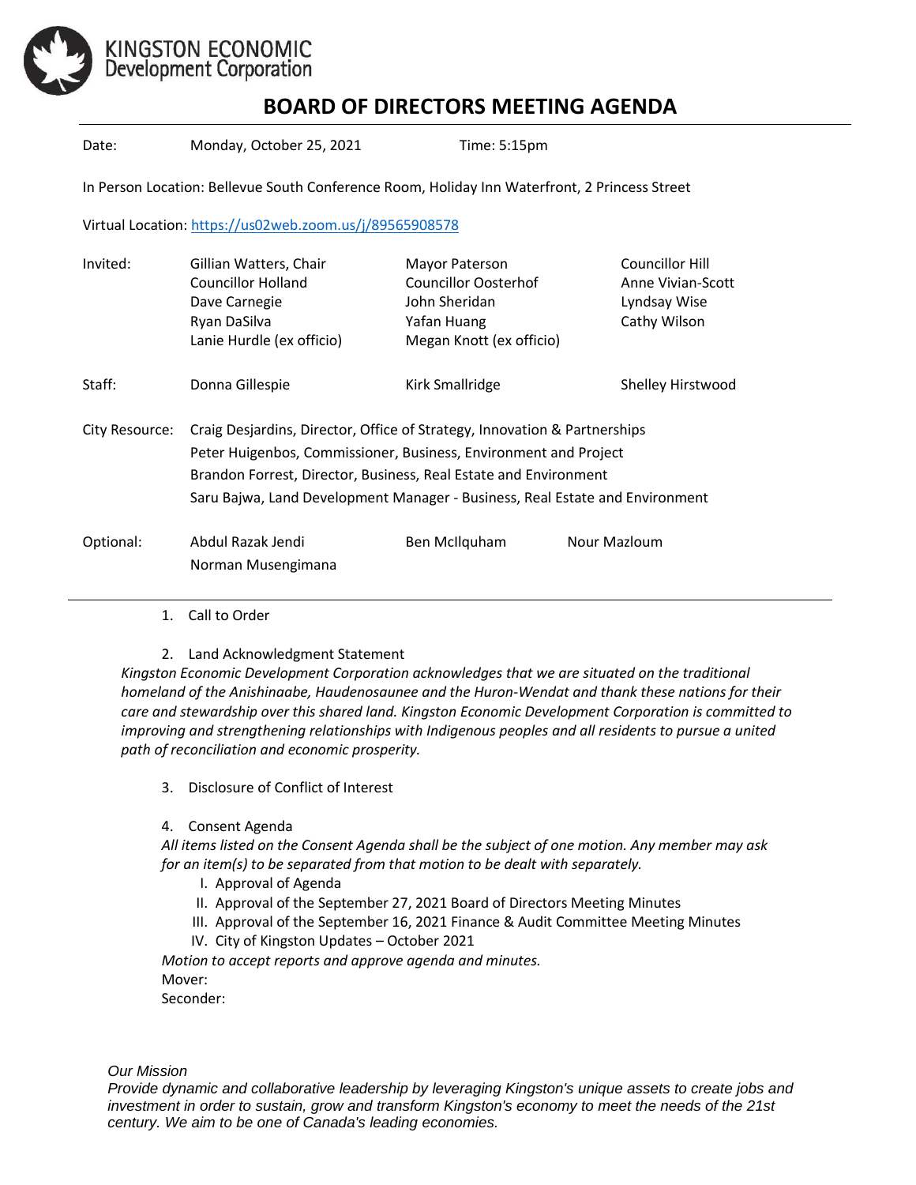KINGSTON ECONOMIC
Development Corporation

# BOARD OF DIRECTORS MEETING AGENDA

Date: Monday, October 25, 2021 Time: 5:15pm

In Person Location: Bellevue South Conference Room, Holiday Inn Waterfront, 2 Princess Street

Virtual Location: https://us02web.zoom.us/j/89565908578

| | | | |
|---|---|---|---|
| Invited: | Gillian Watters, Chair | Mayor Paterson | Councillor Hill |
| | Councillor Holland | Councillor Oosterhof | Anne Vivian-Scott |
| | Dave Carnegie | John Sheridan | Lyndsay Wise |
| | Ryan DaSilva | Yafan Huang | Cathy Wilson |
| | Lanie Hurdle (ex officio) | Megan Knott (ex officio) | |
| Staff: | Donna Gillespie | Kirk Smallridge | Shelley Hirstwood |

City Resource: Craig Desjardins, Director, Office of Strategy, Innovation & Partnerships
Peter Huigenbos, Commissioner, Business, Environment and Project
Brandon Forrest, Director, Business, Real Estate and Environment
Saru Bajwa, Land Development Manager - Business, Real Estate and Environment

Optional: Abdul Razak Jendi, Ben McIlquham, Nour Mazloum, Norman Musengimana

---

1. Call to Order

2. Land Acknowledgment Statement

*Kingston Economic Development Corporation acknowledges that we are situated on the traditional homeland of the Anishinaabe, Haudenosaunee and the Huron-Wendat and thank these nations for their care and stewardship over this shared land. Kingston Economic Development Corporation is committed to improving and strengthening relationships with Indigenous peoples and all residents to pursue a united path of reconciliation and economic prosperity.*

3. Disclosure of Conflict of Interest

4. Consent Agenda

*All items listed on the Consent Agenda shall be the subject of one motion. Any member may ask for an item(s) to be separated from that motion to be dealt with separately.*

   I. Approval of Agenda
   II. Approval of the September 27, 2021 Board of Directors Meeting Minutes
   III. Approval of the September 16, 2021 Finance & Audit Committee Meeting Minutes
   IV. City of Kingston Updates – October 2021

*Motion to accept reports and approve agenda and minutes.*

Mover:

Seconder:

*Our Mission*

*Provide dynamic and collaborative leadership by leveraging Kingston's unique assets to create jobs and investment in order to sustain, grow and transform Kingston's economy to meet the needs of the 21st century. We aim to be one of Canada's leading economies.*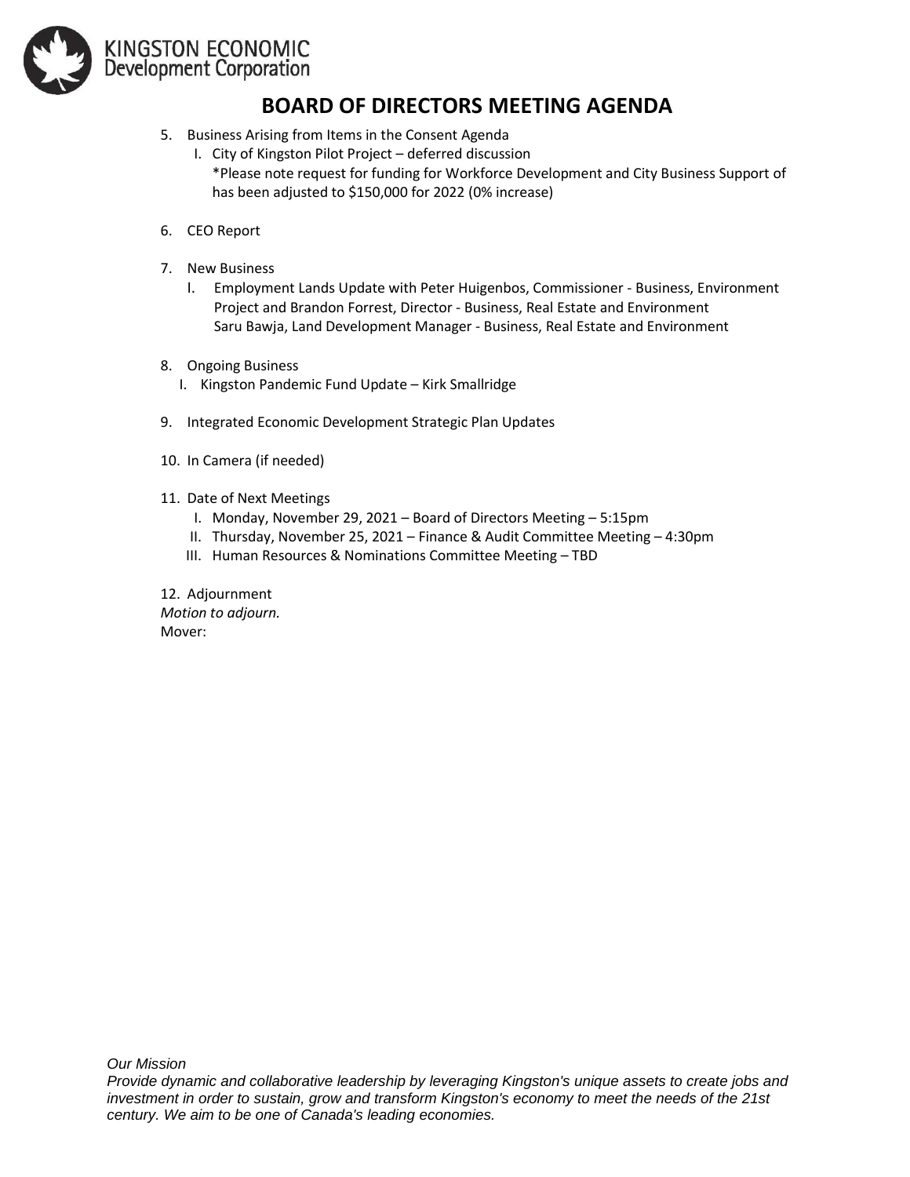# BOARD OF DIRECTORS MEETING AGENDA

5. Business Arising from Items in the Consent Agenda
   I. City of Kingston Pilot Project – deferred discussion
   *Please note request for funding for Workforce Development and City Business Support of has been adjusted to $150,000 for 2022 (0% increase)

6. CEO Report

7. New Business
   I. Employment Lands Update with Peter Huigenbos, Commissioner - Business, Environment Project and Brandon Forrest, Director - Business, Real Estate and Environment Saru Bawja, Land Development Manager - Business, Real Estate and Environment

8. Ongoing Business
   I. Kingston Pandemic Fund Update – Kirk Smallridge

9. Integrated Economic Development Strategic Plan Updates

10. In Camera (if needed)

11. Date of Next Meetings
    I. Monday, November 29, 2021 – Board of Directors Meeting – 5:15pm
    II. Thursday, November 25, 2021 – Finance & Audit Committee Meeting – 4:30pm
    III. Human Resources & Nominations Committee Meeting – TBD

12. Adjournment

*Motion to adjourn.*

Mover:

*Our Mission*

*Provide dynamic and collaborative leadership by leveraging Kingston's unique assets to create jobs and investment in order to sustain, grow and transform Kingston's economy to meet the needs of the 21st century. We aim to be one of Canada's leading economies.*